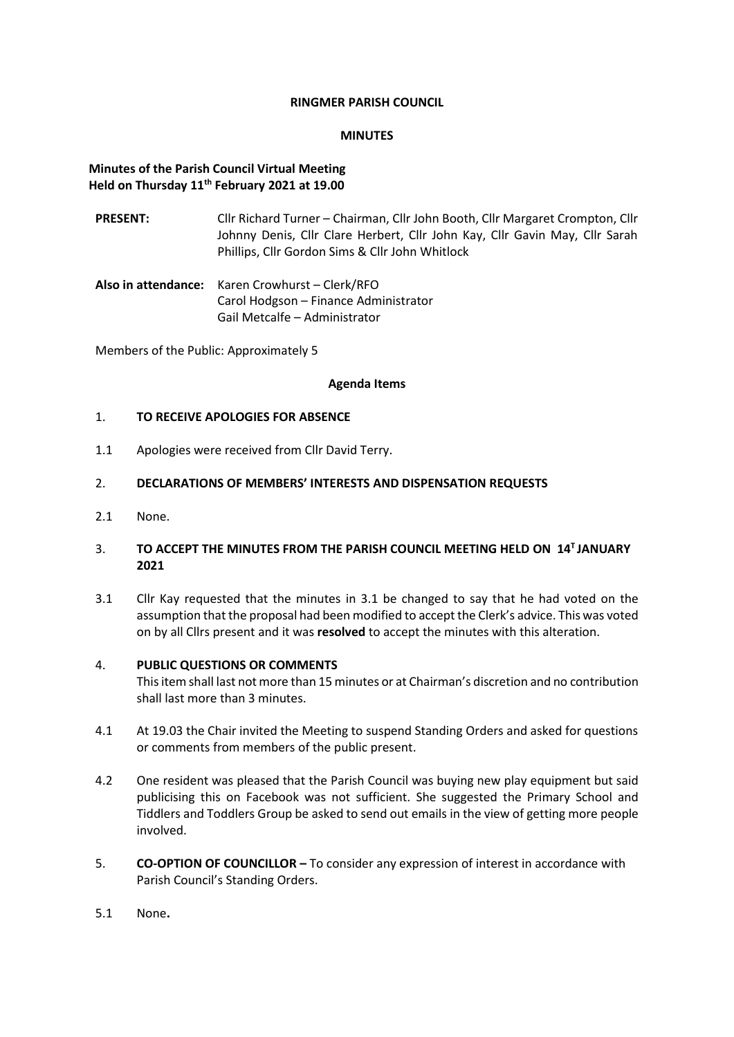**RINGMER PARISH COUNCIL**

**MINUTES**

**Minutes of the Parish Council Virtual Meeting**
**Held on Thursday 11th February 2021 at 19.00**

**PRESENT:** Cllr Richard Turner – Chairman, Cllr John Booth, Cllr Margaret Crompton, Cllr Johnny Denis, Cllr Clare Herbert, Cllr John Kay, Cllr Gavin May, Cllr Sarah Phillips, Cllr Gordon Sims & Cllr John Whitlock

**Also in attendance:** Karen Crowhurst – Clerk/RFO
Carol Hodgson – Finance Administrator
Gail Metcalfe – Administrator

Members of the Public: Approximately 5

**Agenda Items**

1. **TO RECEIVE APOLOGIES FOR ABSENCE**

1.1 Apologies were received from Cllr David Terry.

2. **DECLARATIONS OF MEMBERS' INTERESTS AND DISPENSATION REQUESTS**

2.1 None.

3. **TO ACCEPT THE MINUTES FROM THE PARISH COUNCIL MEETING HELD ON 14T JANUARY 2021**

3.1 Cllr Kay requested that the minutes in 3.1 be changed to say that he had voted on the assumption that the proposal had been modified to accept the Clerk's advice. This was voted on by all Cllrs present and it was **resolved** to accept the minutes with this alteration.

4. **PUBLIC QUESTIONS OR COMMENTS**
This item shall last not more than 15 minutes or at Chairman's discretion and no contribution shall last more than 3 minutes.

4.1 At 19.03 the Chair invited the Meeting to suspend Standing Orders and asked for questions or comments from members of the public present.

4.2 One resident was pleased that the Parish Council was buying new play equipment but said publicising this on Facebook was not sufficient. She suggested the Primary School and Tiddlers and Toddlers Group be asked to send out emails in the view of getting more people involved.

5. **CO-OPTION OF COUNCILLOR –** To consider any expression of interest in accordance with Parish Council's Standing Orders.

5.1 None**.**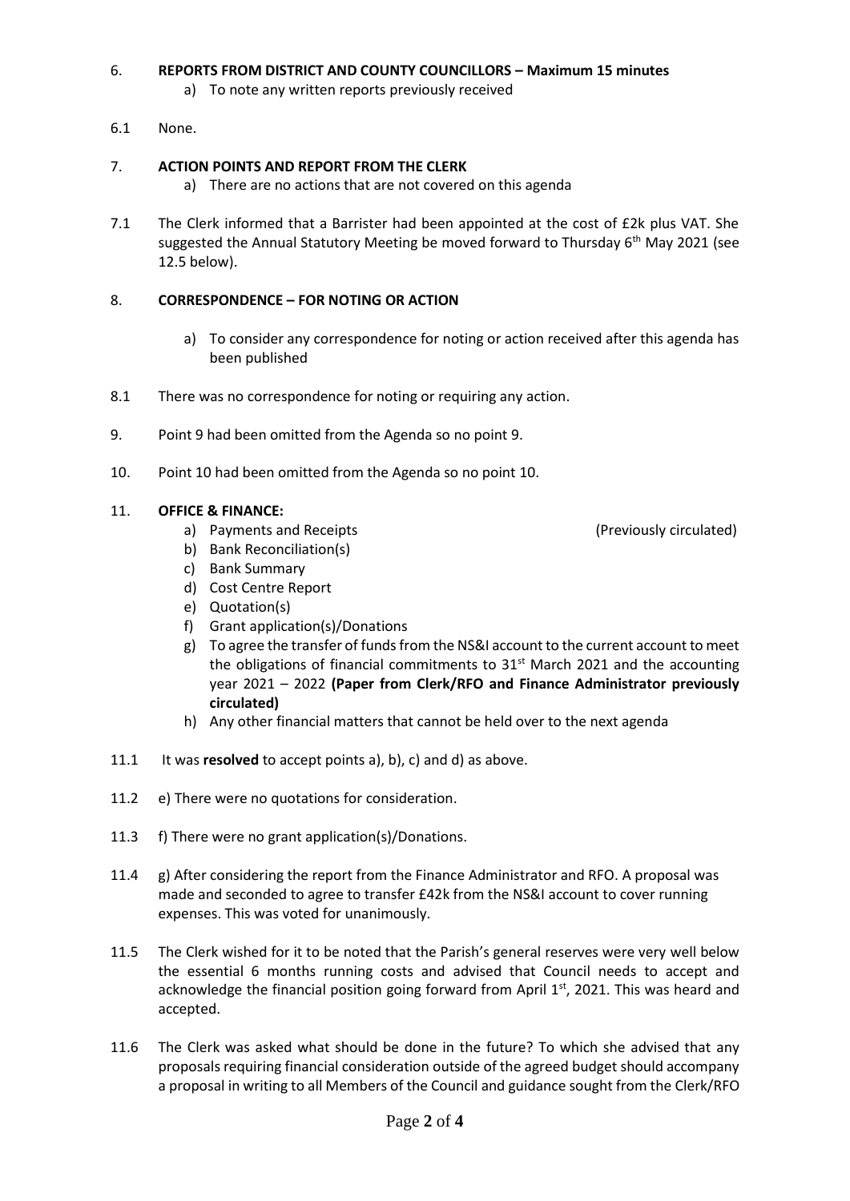6. **REPORTS FROM DISTRICT AND COUNTY COUNCILLORS – Maximum 15 minutes**
   a) To note any written reports previously received

6.1 None.

7. **ACTION POINTS AND REPORT FROM THE CLERK**
   a) There are no actions that are not covered on this agenda

7.1 The Clerk informed that a Barrister had been appointed at the cost of £2k plus VAT. She suggested the Annual Statutory Meeting be moved forward to Thursday 6th May 2021 (see 12.5 below).

8. **CORRESPONDENCE – FOR NOTING OR ACTION**
   a) To consider any correspondence for noting or action received after this agenda has been published

8.1 There was no correspondence for noting or requiring any action.

9. Point 9 had been omitted from the Agenda so no point 9.

10. Point 10 had been omitted from the Agenda so no point 10.

11. **OFFICE & FINANCE:**
   a) Payments and Receipts (Previously circulated)
   b) Bank Reconciliation(s)
   c) Bank Summary
   d) Cost Centre Report
   e) Quotation(s)
   f) Grant application(s)/Donations
   g) To agree the transfer of funds from the NS&I account to the current account to meet the obligations of financial commitments to 31st March 2021 and the accounting year 2021 – 2022 **(Paper from Clerk/RFO and Finance Administrator previously circulated)**
   h) Any other financial matters that cannot be held over to the next agenda

11.1 It was **resolved** to accept points a), b), c) and d) as above.

11.2 e) There were no quotations for consideration.

11.3 f) There were no grant application(s)/Donations.

11.4 g) After considering the report from the Finance Administrator and RFO. A proposal was made and seconded to agree to transfer £42k from the NS&I account to cover running expenses. This was voted for unanimously.

11.5 The Clerk wished for it to be noted that the Parish's general reserves were very well below the essential 6 months running costs and advised that Council needs to accept and acknowledge the financial position going forward from April 1st, 2021. This was heard and accepted.

11.6 The Clerk was asked what should be done in the future? To which she advised that any proposals requiring financial consideration outside of the agreed budget should accompany a proposal in writing to all Members of the Council and guidance sought from the Clerk/RFO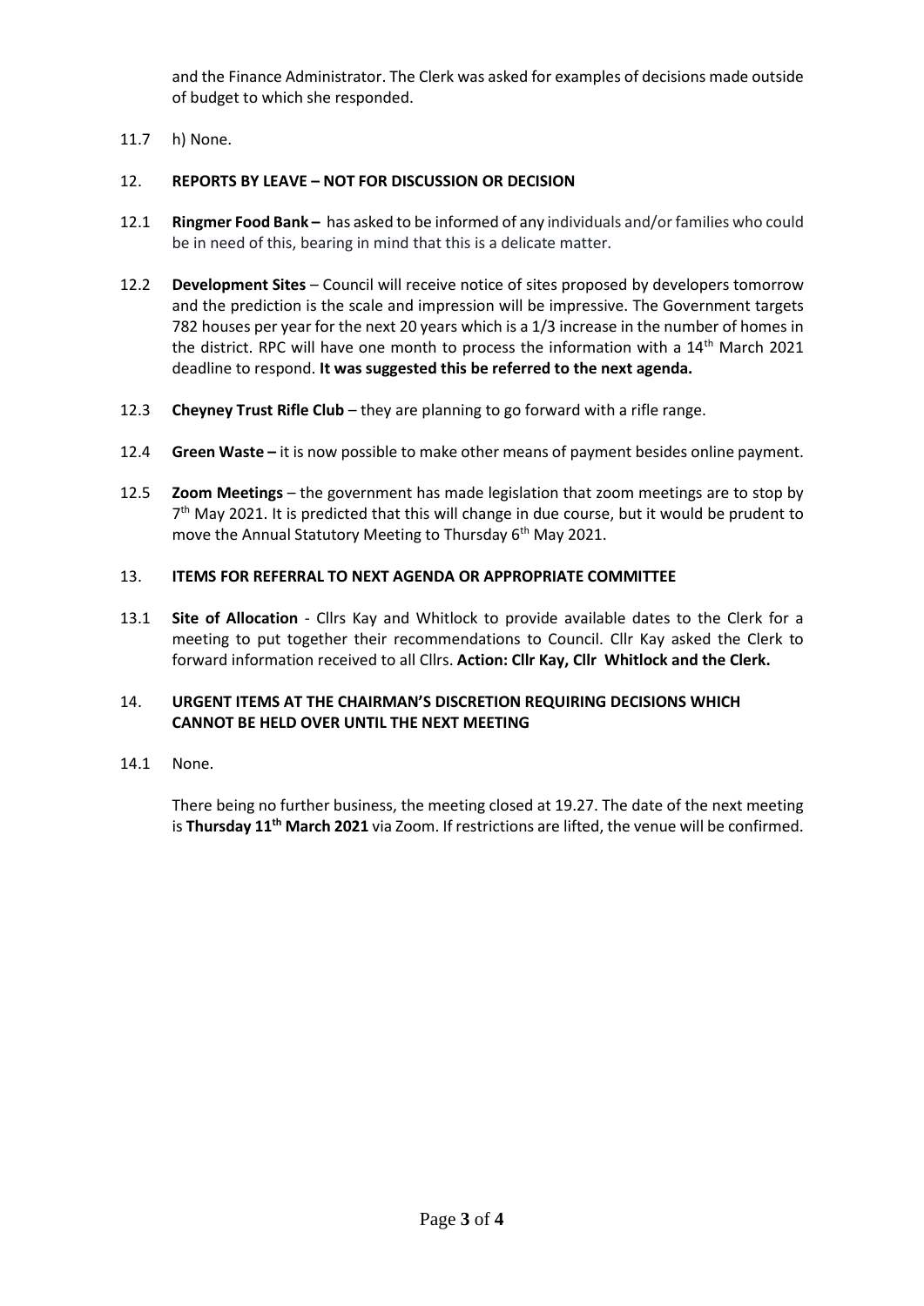and the Finance Administrator. The Clerk was asked for examples of decisions made outside of budget to which she responded.

11.7 h) None.

## 12. REPORTS BY LEAVE – NOT FOR DISCUSSION OR DECISION

12.1 **Ringmer Food Bank –** has asked to be informed of any individuals and/or families who could be in need of this, bearing in mind that this is a delicate matter.

12.2 **Development Sites** – Council will receive notice of sites proposed by developers tomorrow and the prediction is the scale and impression will be impressive. The Government targets 782 houses per year for the next 20 years which is a 1/3 increase in the number of homes in the district. RPC will have one month to process the information with a 14th March 2021 deadline to respond. **It was suggested this be referred to the next agenda.**

12.3 **Cheyney Trust Rifle Club** – they are planning to go forward with a rifle range.

12.4 **Green Waste –** it is now possible to make other means of payment besides online payment.

12.5 **Zoom Meetings** – the government has made legislation that zoom meetings are to stop by 7th May 2021. It is predicted that this will change in due course, but it would be prudent to move the Annual Statutory Meeting to Thursday 6th May 2021.

## 13. ITEMS FOR REFERRAL TO NEXT AGENDA OR APPROPRIATE COMMITTEE

13.1 **Site of Allocation** - Cllrs Kay and Whitlock to provide available dates to the Clerk for a meeting to put together their recommendations to Council. Cllr Kay asked the Clerk to forward information received to all Cllrs. **Action: Cllr Kay, Cllr Whitlock and the Clerk.**

## 14. URGENT ITEMS AT THE CHAIRMAN'S DISCRETION REQUIRING DECISIONS WHICH CANNOT BE HELD OVER UNTIL THE NEXT MEETING

14.1 None.

There being no further business, the meeting closed at 19.27. The date of the next meeting is **Thursday 11th March 2021** via Zoom. If restrictions are lifted, the venue will be confirmed.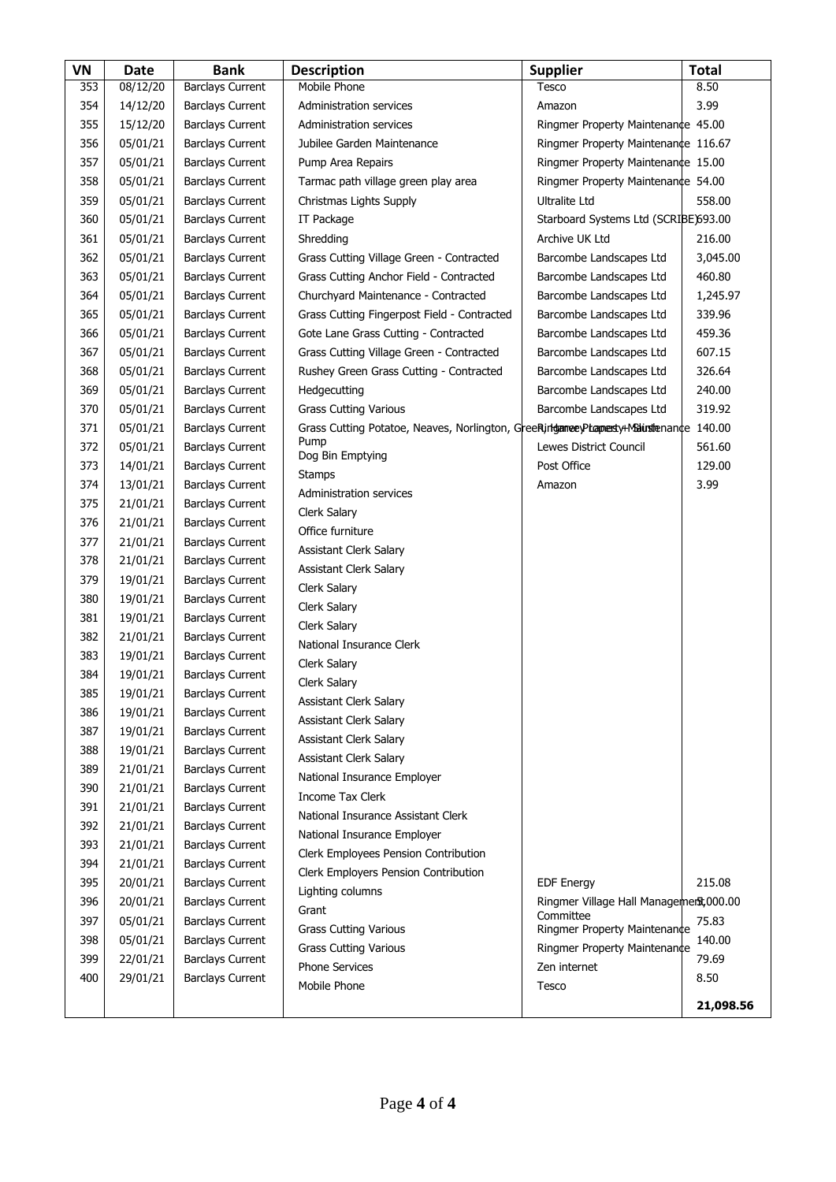| VN | Date | Bank | Description | Supplier | Total |
|---|---|---|---|---|---|
| 353 | 08/12/20 | Barclays Current | Mobile Phone | Tesco | 8.50 |
| 354 | 14/12/20 | Barclays Current | Administration services | Amazon | 3.99 |
| 355 | 15/12/20 | Barclays Current | Administration services | Ringmer Property Maintenance | 45.00 |
| 356 | 05/01/21 | Barclays Current | Jubilee Garden Maintenance | Ringmer Property Maintenance | 116.67 |
| 357 | 05/01/21 | Barclays Current | Pump Area Repairs | Ringmer Property Maintenance | 15.00 |
| 358 | 05/01/21 | Barclays Current | Tarmac path village green play area | Ringmer Property Maintenance | 54.00 |
| 359 | 05/01/21 | Barclays Current | Christmas Lights Supply | Ultralite Ltd | 558.00 |
| 360 | 05/01/21 | Barclays Current | IT Package | Starboard Systems Ltd (SCRIBE) | 693.00 |
| 361 | 05/01/21 | Barclays Current | Shredding | Archive UK Ltd | 216.00 |
| 362 | 05/01/21 | Barclays Current | Grass Cutting Village Green - Contracted | Barcombe Landscapes Ltd | 3,045.00 |
| 363 | 05/01/21 | Barclays Current | Grass Cutting Anchor Field - Contracted | Barcombe Landscapes Ltd | 460.80 |
| 364 | 05/01/21 | Barclays Current | Churchyard Maintenance - Contracted | Barcombe Landscapes Ltd | 1,245.97 |
| 365 | 05/01/21 | Barclays Current | Grass Cutting Fingerpost Field - Contracted | Barcombe Landscapes Ltd | 339.96 |
| 366 | 05/01/21 | Barclays Current | Gote Lane Grass Cutting - Contracted | Barcombe Landscapes Ltd | 459.36 |
| 367 | 05/01/21 | Barclays Current | Grass Cutting Village Green - Contracted | Barcombe Landscapes Ltd | 607.15 |
| 368 | 05/01/21 | Barclays Current | Rushey Green Grass Cutting - Contracted | Barcombe Landscapes Ltd | 326.64 |
| 369 | 05/01/21 | Barclays Current | Hedgecutting | Barcombe Landscapes Ltd | 240.00 |
| 370 | 05/01/21 | Barclays Current | Grass Cutting Various | Barcombe Landscapes Ltd | 319.92 |
| 371 | 05/01/21 | Barclays Current | Grass Cutting Potatoe, Neaves, Norlington, Green, Harvey Pump | Ringmer Property Maintenance | 140.00 |
| 372 | 05/01/21 | Barclays Current | Dog Bin Emptying | Lewes District Council | 561.60 |
| 373 | 14/01/21 | Barclays Current | Stamps | Post Office | 129.00 |
| 374 | 13/01/21 | Barclays Current | Administration services | Amazon | 3.99 |
| 375 | 21/01/21 | Barclays Current | Clerk Salary | | |
| 376 | 21/01/21 | Barclays Current | Office furniture | | |
| 377 | 21/01/21 | Barclays Current | Assistant Clerk Salary | | |
| 378 | 21/01/21 | Barclays Current | Assistant Clerk Salary | | |
| 379 | 19/01/21 | Barclays Current | Clerk Salary | | |
| 380 | 19/01/21 | Barclays Current | Clerk Salary | | |
| 381 | 19/01/21 | Barclays Current | Clerk Salary | | |
| 382 | 21/01/21 | Barclays Current | National Insurance Clerk | | |
| 383 | 19/01/21 | Barclays Current | Clerk Salary | | |
| 384 | 19/01/21 | Barclays Current | Clerk Salary | | |
| 385 | 19/01/21 | Barclays Current | Assistant Clerk Salary | | |
| 386 | 19/01/21 | Barclays Current | Assistant Clerk Salary | | |
| 387 | 19/01/21 | Barclays Current | Assistant Clerk Salary | | |
| 388 | 19/01/21 | Barclays Current | Assistant Clerk Salary | | |
| 389 | 21/01/21 | Barclays Current | National Insurance Employer | | |
| 390 | 21/01/21 | Barclays Current | Income Tax Clerk | | |
| 391 | 21/01/21 | Barclays Current | National Insurance Assistant Clerk | | |
| 392 | 21/01/21 | Barclays Current | National Insurance Employer | | |
| 393 | 21/01/21 | Barclays Current | Clerk Employees Pension Contribution | | |
| 394 | 21/01/21 | Barclays Current | Clerk Employers Pension Contribution | | |
| 395 | 20/01/21 | Barclays Current | Lighting columns | EDF Energy | 215.08 |
| 396 | 20/01/21 | Barclays Current | Grant | Ringmer Village Hall Management Committee | 5,000.00 |
| 397 | 05/01/21 | Barclays Current | Grass Cutting Various | Ringmer Property Maintenance | 75.83 |
| 398 | 05/01/21 | Barclays Current | Grass Cutting Various | Ringmer Property Maintenance | 140.00 |
| 399 | 22/01/21 | Barclays Current | Phone Services | Zen internet | 79.69 |
| 400 | 29/01/21 | Barclays Current | Mobile Phone | Tesco | 8.50 |
| | | | | | **21,098.56** |